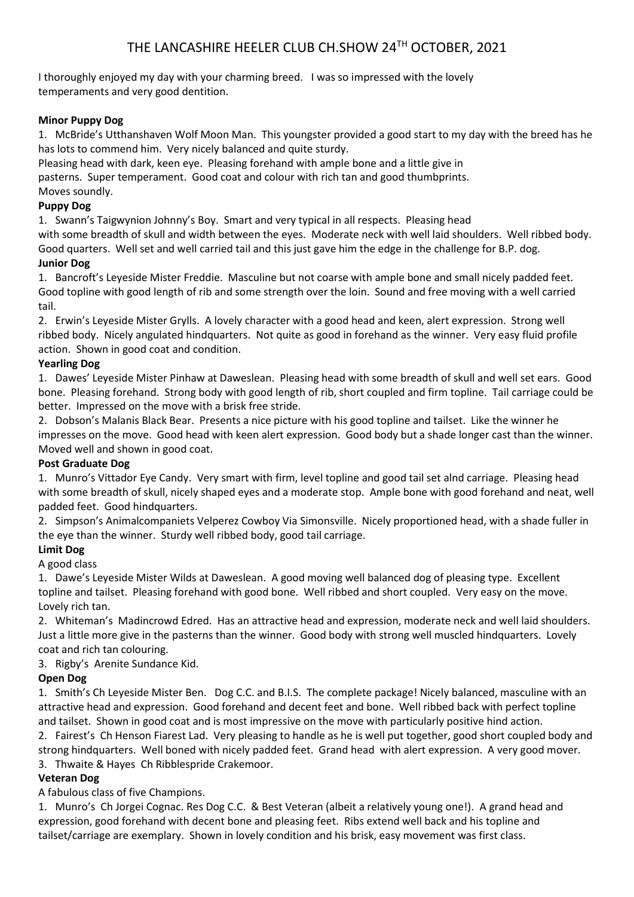# THE LANCASHIRE HEELER CLUB CH.SHOW 24TH OCTOBER, 2021

I thoroughly enjoyed my day with your charming breed. I was so impressed with the lovely temperaments and very good dentition.

**Minor Puppy Dog**

1. McBride's Utthanshaven Wolf Moon Man. This youngster provided a good start to my day with the breed has he has lots to commend him. Very nicely balanced and quite sturdy.
Pleasing head with dark, keen eye. Pleasing forehand with ample bone and a little give in pasterns. Super temperament. Good coat and colour with rich tan and good thumbprints. Moves soundly.

**Puppy Dog**

1. Swann's Taigwynion Johnny's Boy. Smart and very typical in all respects. Pleasing head with some breadth of skull and width between the eyes. Moderate neck with well laid shoulders. Well ribbed body. Good quarters. Well set and well carried tail and this just gave him the edge in the challenge for B.P. dog.

**Junior Dog**

1. Bancroft's Leyeside Mister Freddie. Masculine but not coarse with ample bone and small nicely padded feet. Good topline with good length of rib and some strength over the loin. Sound and free moving with a well carried tail.
2. Erwin's Leyeside Mister Grylls. A lovely character with a good head and keen, alert expression. Strong well ribbed body. Nicely angulated hindquarters. Not quite as good in forehand as the winner. Very easy fluid profile action. Shown in good coat and condition.

**Yearling Dog**

1. Dawes' Leyeside Mister Pinhaw at Daweslean. Pleasing head with some breadth of skull and well set ears. Good bone. Pleasing forehand. Strong body with good length of rib, short coupled and firm topline. Tail carriage could be better. Impressed on the move with a brisk free stride.
2. Dobson's Malanis Black Bear. Presents a nice picture with his good topline and tailset. Like the winner he impresses on the move. Good head with keen alert expression. Good body but a shade longer cast than the winner. Moved well and shown in good coat.

**Post Graduate Dog**

1. Munro's Vittador Eye Candy. Very smart with firm, level topline and good tail set alnd and carriage. Pleasing head with some breadth of skull, nicely shaped eyes and a moderate stop. Ample bone with good forehand and neat, well padded feet. Good hindquarters.
2. Simpson's Animalcompaniets Velperez Cowboy Via Simonsville. Nicely proportioned head, with a shade fuller in the eye than the winner. Sturdy well ribbed body, good tail carriage.

**Limit Dog**

A good class

1. Dawe's Leyeside Mister Wilds at Daweslean. A good moving well balanced dog of pleasing type. Excellent topline and tailset. Pleasing forehand with good bone. Well ribbed and short coupled. Very easy on the move. Lovely rich tan.
2. Whiteman's Madincrowd Edred. Has an attractive head and expression, moderate neck and well laid shoulders. Just a little more give in the pasterns than the winner. Good body with strong well muscled hindquarters. Lovely coat and rich tan colouring.
3. Rigby's Arenite Sundance Kid.

**Open Dog**

1. Smith's Ch Leyeside Mister Ben. Dog C.C. and B.I.S. The complete package! Nicely balanced, masculine with an attractive head and expression. Good forehand and decent feet and bone. Well ribbed back with perfect topline and tailset. Shown in good coat and is most impressive on the move with particularly positive hind action.
2. Fairest's Ch Henson Fiarest Lad. Very pleasing to handle as he is well put together, good short coupled body and strong hindquarters. Well boned with nicely padded feet. Grand head with alert expression. A very good mover.
3. Thwaite & Hayes Ch Ribblespride Crakemoor.

**Veteran Dog**

A fabulous class of five Champions.

1. Munro's Ch Jorgei Cognac. Res Dog C.C. & Best Veteran (albeit a relatively young one!). A grand head and expression, good forehand with decent bone and pleasing feet. Ribs extend well back and his topline and tailset/carriage are exemplary. Shown in lovely condition and his brisk, easy movement was first class.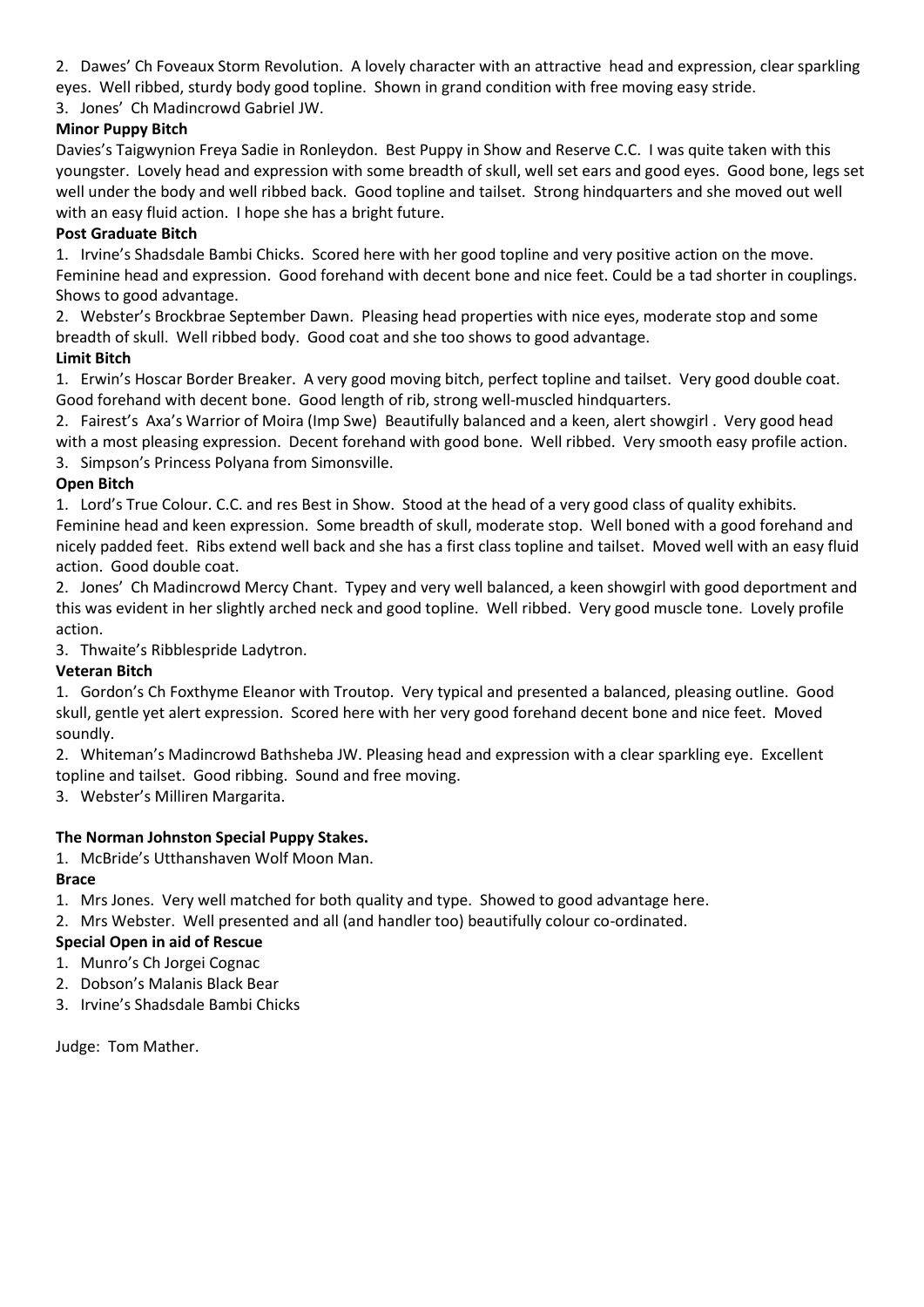2. Dawes' Ch Foveaux Storm Revolution. A lovely character with an attractive head and expression, clear sparkling eyes. Well ribbed, sturdy body good topline. Shown in grand condition with free moving easy stride.
3. Jones' Ch Madincrowd Gabriel JW.

**Minor Puppy Bitch**

Davies's Taigwynion Freya Sadie in Ronleydon. Best Puppy in Show and Reserve C.C. I was quite taken with this youngster. Lovely head and expression with some breadth of skull, well set ears and good eyes. Good bone, legs set well under the body and well ribbed back. Good topline and tailset. Strong hindquarters and she moved out well with an easy fluid action. I hope she has a bright future.

**Post Graduate Bitch**

1. Irvine's Shadsdale Bambi Chicks. Scored here with her good topline and very positive action on the move. Feminine head and expression. Good forehand with decent bone and nice feet. Could be a tad shorter in couplings. Shows to good advantage.
2. Webster's Brockbrae September Dawn. Pleasing head properties with nice eyes, moderate stop and some breadth of skull. Well ribbed body. Good coat and she too shows to good advantage.

**Limit Bitch**

1. Erwin's Hoscar Border Breaker. A very good moving bitch, perfect topline and tailset. Very good double coat. Good forehand with decent bone. Good length of rib, strong well-muscled hindquarters.
2. Fairest's Axa's Warrior of Moira (Imp Swe) Beautifully balanced and a keen, alert showgirl . Very good head with a most pleasing expression. Decent forehand with good bone. Well ribbed. Very smooth easy profile action.
3. Simpson's Princess Polyana from Simonsville.

**Open Bitch**

1. Lord's True Colour. C.C. and res Best in Show. Stood at the head of a very good class of quality exhibits. Feminine head and keen expression. Some breadth of skull, moderate stop. Well boned with a good forehand and nicely padded feet. Ribs extend well back and she has a first class topline and tailset. Moved well with an easy fluid action. Good double coat.
2. Jones' Ch Madincrowd Mercy Chant. Typey and very well balanced, a keen showgirl with good deportment and this was evident in her slightly arched neck and good topline. Well ribbed. Very good muscle tone. Lovely profile action.
3. Thwaite's Ribblespride Ladytron.

**Veteran Bitch**

1. Gordon's Ch Foxthyme Eleanor with Troutop. Very typical and presented a balanced, pleasing outline. Good skull, gentle yet alert expression. Scored here with her very good forehand decent bone and nice feet. Moved soundly.
2. Whiteman's Madincrowd Bathsheba JW. Pleasing head and expression with a clear sparkling eye. Excellent topline and tailset. Good ribbing. Sound and free moving.
3. Webster's Milliren Margarita.

**The Norman Johnston Special Puppy Stakes.**

1. McBride's Utthanshaven Wolf Moon Man.

**Brace**

1. Mrs Jones. Very well matched for both quality and type. Showed to good advantage here.
2. Mrs Webster. Well presented and all (and handler too) beautifully colour co-ordinated.

**Special Open in aid of Rescue**

1. Munro's Ch Jorgei Cognac
2. Dobson's Malanis Black Bear
3. Irvine's Shadsdale Bambi Chicks

Judge: Tom Mather.